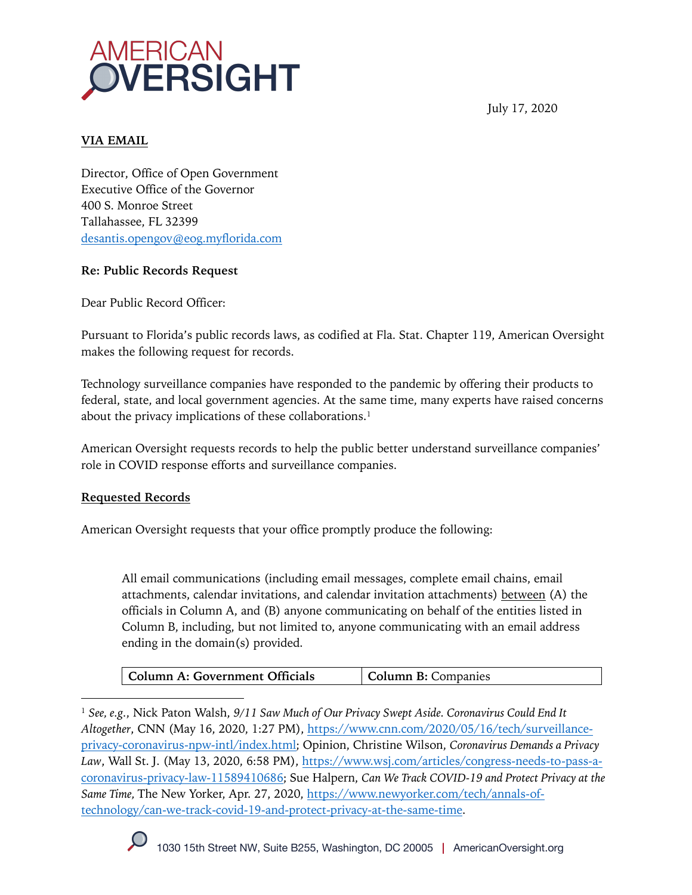July 17, 2020

**VIA EMAIL**

Director, Office of Open Government
Executive Office of the Governor
400 S. Monroe Street
Tallahassee, FL 32399
desantis.opengov@eog.myflorida.com

**Re: Public Records Request**

Dear Public Record Officer:

Pursuant to Florida's public records laws, as codified at Fla. Stat. Chapter 119, American Oversight makes the following request for records.

Technology surveillance companies have responded to the pandemic by offering their products to federal, state, and local government agencies. At the same time, many experts have raised concerns about the privacy implications of these collaborations.[1]

American Oversight requests records to help the public better understand surveillance companies' role in COVID response efforts and surveillance companies.

**Requested Records**

American Oversight requests that your office promptly produce the following:

> All email communications (including email messages, complete email chains, email attachments, calendar invitations, and calendar invitation attachments) between (A) the officials in Column A, and (B) anyone communicating on behalf of the entities listed in Column B, including, but not limited to, anyone communicating with an email address ending in the domain(s) provided.

| **Column A: Government Officials** | **Column B:** Companies |
|---|---|

[1] *See, e.g.*, Nick Paton Walsh, *9/11 Saw Much of Our Privacy Swept Aside. Coronavirus Could End It Altogether*, CNN (May 16, 2020, 1:27 PM), https://www.cnn.com/2020/05/16/tech/surveillance-privacy-coronavirus-npw-intl/index.html; Opinion, Christine Wilson, *Coronavirus Demands a Privacy Law*, Wall St. J. (May 13, 2020, 6:58 PM), https://www.wsj.com/articles/congress-needs-to-pass-a-coronavirus-privacy-law-11589410686; Sue Halpern, *Can We Track COVID-19 and Protect Privacy at the Same Time*, The New Yorker, Apr. 27, 2020, https://www.newyorker.com/tech/annals-of-technology/can-we-track-covid-19-and-protect-privacy-at-the-same-time.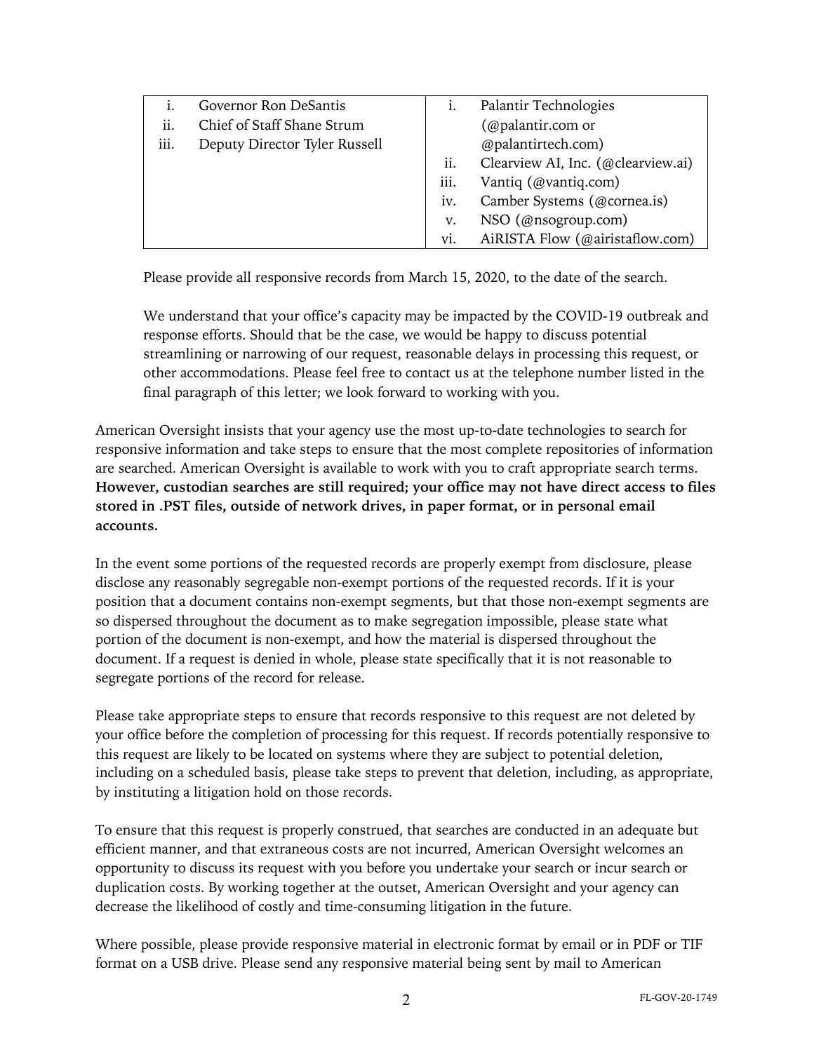| Government Officials | Outside Entities |
|---|---|
| i. Governor Ron DeSantis | i. Palantir Technologies (@palantir.com or @palantirtech.com) |
| ii. Chief of Staff Shane Strum | ii. Clearview AI, Inc. (@clearview.ai) |
| iii. Deputy Director Tyler Russell | iii. Vantiq (@vantiq.com) |
| | iv. Camber Systems (@cornea.is) |
| | v. NSO (@nsogroup.com) |
| | vi. AiRISTA Flow (@airistaflow.com) |

Please provide all responsive records from March 15, 2020, to the date of the search.

We understand that your office's capacity may be impacted by the COVID-19 outbreak and response efforts. Should that be the case, we would be happy to discuss potential streamlining or narrowing of our request, reasonable delays in processing this request, or other accommodations. Please feel free to contact us at the telephone number listed in the final paragraph of this letter; we look forward to working with you.

American Oversight insists that your agency use the most up-to-date technologies to search for responsive information and take steps to ensure that the most complete repositories of information are searched. American Oversight is available to work with you to craft appropriate search terms. **However, custodian searches are still required; your office may not have direct access to files stored in .PST files, outside of network drives, in paper format, or in personal email accounts.**

In the event some portions of the requested records are properly exempt from disclosure, please disclose any reasonably segregable non-exempt portions of the requested records. If it is your position that a document contains non-exempt segments, but that those non-exempt segments are so dispersed throughout the document as to make segregation impossible, please state what portion of the document is non-exempt, and how the material is dispersed throughout the document. If a request is denied in whole, please state specifically that it is not reasonable to segregate portions of the record for release.

Please take appropriate steps to ensure that records responsive to this request are not deleted by your office before the completion of processing for this request. If records potentially responsive to this request are likely to be located on systems where they are subject to potential deletion, including on a scheduled basis, please take steps to prevent that deletion, including, as appropriate, by instituting a litigation hold on those records.

To ensure that this request is properly construed, that searches are conducted in an adequate but efficient manner, and that extraneous costs are not incurred, American Oversight welcomes an opportunity to discuss its request with you before you undertake your search or incur search or duplication costs. By working together at the outset, American Oversight and your agency can decrease the likelihood of costly and time-consuming litigation in the future.

Where possible, please provide responsive material in electronic format by email or in PDF or TIF format on a USB drive. Please send any responsive material being sent by mail to American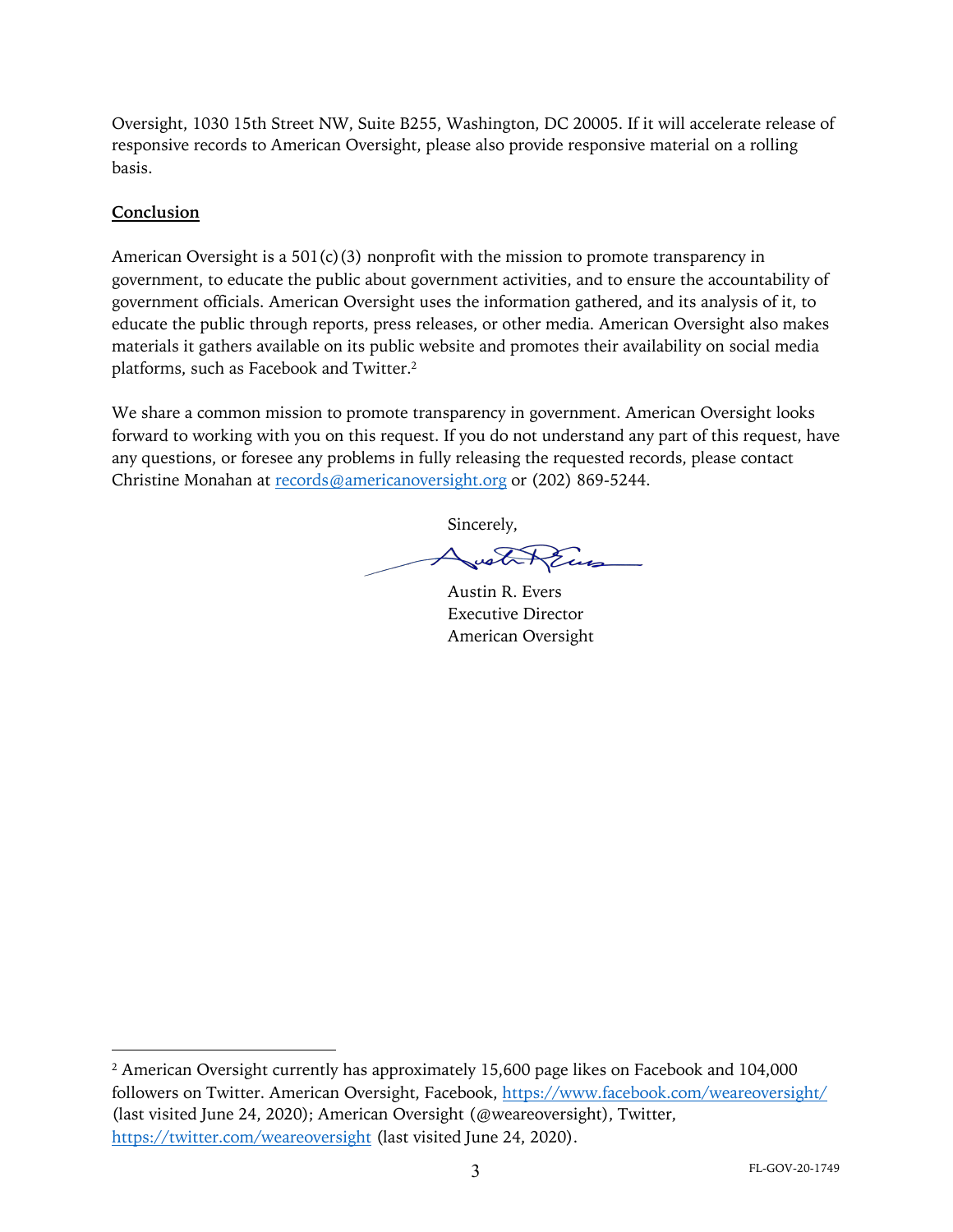Oversight, 1030 15th Street NW, Suite B255, Washington, DC 20005. If it will accelerate release of responsive records to American Oversight, please also provide responsive material on a rolling basis.

**Conclusion**

American Oversight is a 501(c)(3) nonprofit with the mission to promote transparency in government, to educate the public about government activities, and to ensure the accountability of government officials. American Oversight uses the information gathered, and its analysis of it, to educate the public through reports, press releases, or other media. American Oversight also makes materials it gathers available on its public website and promotes their availability on social media platforms, such as Facebook and Twitter.[2]

We share a common mission to promote transparency in government. American Oversight looks forward to working with you on this request. If you do not understand any part of this request, have any questions, or foresee any problems in fully releasing the requested records, please contact Christine Monahan at records@americanoversight.org or (202) 869-5244.

Sincerely,

Austin R. Evers
Executive Director
American Oversight

---

[2] American Oversight currently has approximately 15,600 page likes on Facebook and 104,000 followers on Twitter. American Oversight, Facebook, https://www.facebook.com/weareoversight/ (last visited June 24, 2020); American Oversight (@weareoversight), Twitter, https://twitter.com/weareoversight (last visited June 24, 2020).

FL-GOV-20-1749